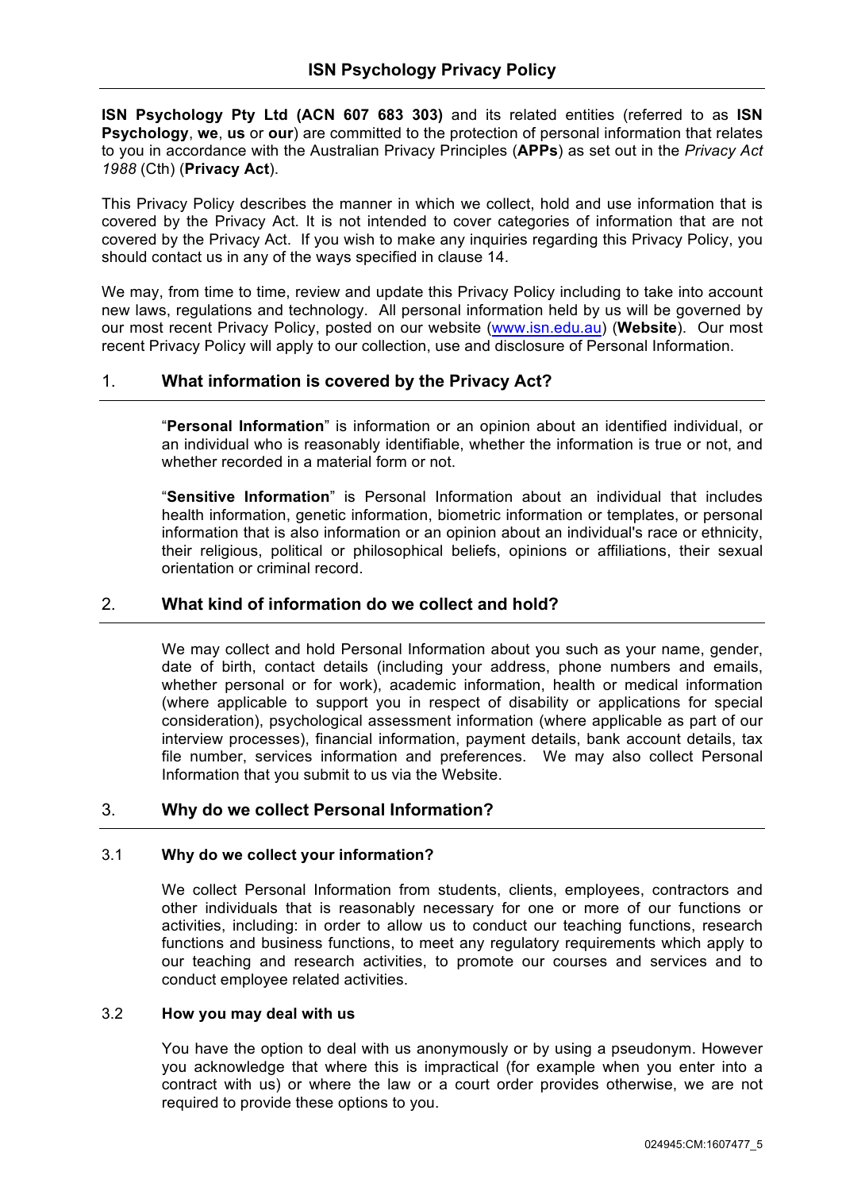# ISN Psychology Privacy Policy

**ISN Psychology Pty Ltd (ACN 607 683 303)** and its related entities (referred to as **ISN Psychology**, **we**, **us** or **our**) are committed to the protection of personal information that relates to you in accordance with the Australian Privacy Principles (**APPs**) as set out in the *Privacy Act 1988* (Cth) (**Privacy Act**).

This Privacy Policy describes the manner in which we collect, hold and use information that is covered by the Privacy Act. It is not intended to cover categories of information that are not covered by the Privacy Act. If you wish to make any inquiries regarding this Privacy Policy, you should contact us in any of the ways specified in clause 14.

We may, from time to time, review and update this Privacy Policy including to take into account new laws, regulations and technology. All personal information held by us will be governed by our most recent Privacy Policy, posted on our website (www.isn.edu.au) (**Website**). Our most recent Privacy Policy will apply to our collection, use and disclosure of Personal Information.

## 1. What information is covered by the Privacy Act?

"**Personal Information**" is information or an opinion about an identified individual, or an individual who is reasonably identifiable, whether the information is true or not, and whether recorded in a material form or not.

"**Sensitive Information**" is Personal Information about an individual that includes health information, genetic information, biometric information or templates, or personal information that is also information or an opinion about an individual's race or ethnicity, their religious, political or philosophical beliefs, opinions or affiliations, their sexual orientation or criminal record.

## 2. What kind of information do we collect and hold?

We may collect and hold Personal Information about you such as your name, gender, date of birth, contact details (including your address, phone numbers and emails, whether personal or for work), academic information, health or medical information (where applicable to support you in respect of disability or applications for special consideration), psychological assessment information (where applicable as part of our interview processes), financial information, payment details, bank account details, tax file number, services information and preferences. We may also collect Personal Information that you submit to us via the Website.

## 3. Why do we collect Personal Information?

### 3.1 Why do we collect your information?

We collect Personal Information from students, clients, employees, contractors and other individuals that is reasonably necessary for one or more of our functions or activities, including: in order to allow us to conduct our teaching functions, research functions and business functions, to meet any regulatory requirements which apply to our teaching and research activities, to promote our courses and services and to conduct employee related activities.

### 3.2 How you may deal with us

You have the option to deal with us anonymously or by using a pseudonym. However you acknowledge that where this is impractical (for example when you enter into a contract with us) or where the law or a court order provides otherwise, we are not required to provide these options to you.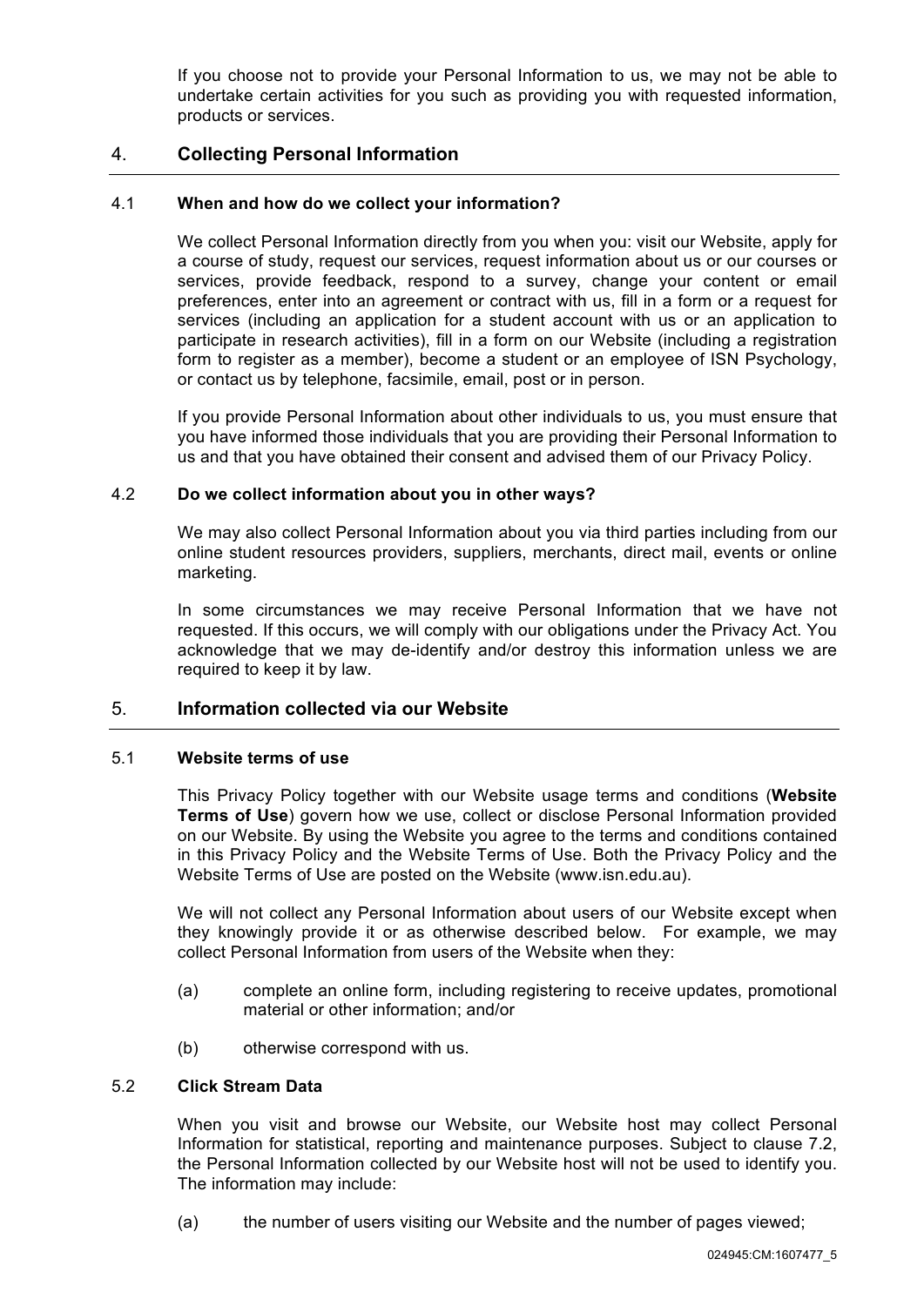If you choose not to provide your Personal Information to us, we may not be able to undertake certain activities for you such as providing you with requested information, products or services.

## 4. Collecting Personal Information

### 4.1 When and how do we collect your information?

We collect Personal Information directly from you when you: visit our Website, apply for a course of study, request our services, request information about us or our courses or services, provide feedback, respond to a survey, change your content or email preferences, enter into an agreement or contract with us, fill in a form or a request for services (including an application for a student account with us or an application to participate in research activities), fill in a form on our Website (including a registration form to register as a member), become a student or an employee of ISN Psychology, or contact us by telephone, facsimile, email, post or in person.

If you provide Personal Information about other individuals to us, you must ensure that you have informed those individuals that you are providing their Personal Information to us and that you have obtained their consent and advised them of our Privacy Policy.

### 4.2 Do we collect information about you in other ways?

We may also collect Personal Information about you via third parties including from our online student resources providers, suppliers, merchants, direct mail, events or online marketing.

In some circumstances we may receive Personal Information that we have not requested. If this occurs, we will comply with our obligations under the Privacy Act. You acknowledge that we may de-identify and/or destroy this information unless we are required to keep it by law.

## 5. Information collected via our Website

### 5.1 Website terms of use

This Privacy Policy together with our Website usage terms and conditions (**Website Terms of Use**) govern how we use, collect or disclose Personal Information provided on our Website. By using the Website you agree to the terms and conditions contained in this Privacy Policy and the Website Terms of Use. Both the Privacy Policy and the Website Terms of Use are posted on the Website (www.isn.edu.au).

We will not collect any Personal Information about users of our Website except when they knowingly provide it or as otherwise described below. For example, we may collect Personal Information from users of the Website when they:

(a) complete an online form, including registering to receive updates, promotional material or other information; and/or

(b) otherwise correspond with us.

### 5.2 Click Stream Data

When you visit and browse our Website, our Website host may collect Personal Information for statistical, reporting and maintenance purposes. Subject to clause 7.2, the Personal Information collected by our Website host will not be used to identify you. The information may include:

(a) the number of users visiting our Website and the number of pages viewed;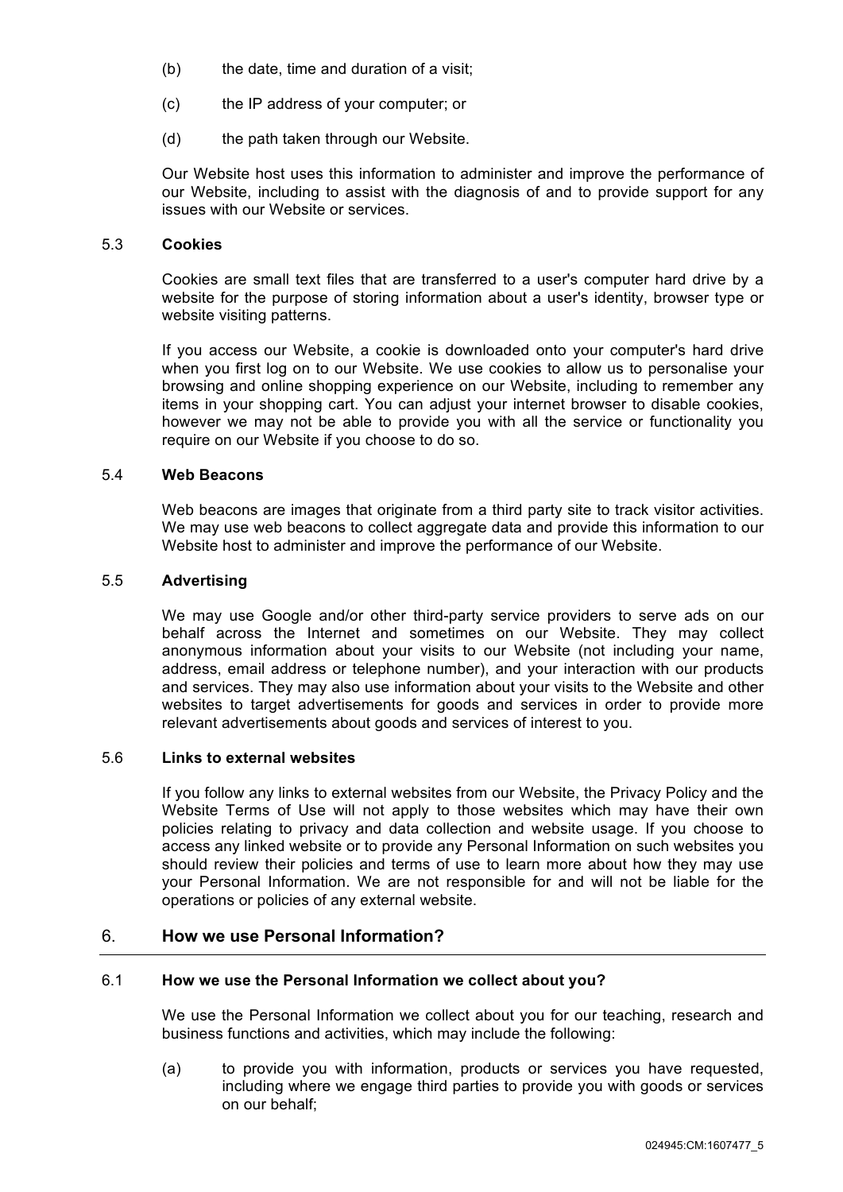(b) the date, time and duration of a visit;

(c) the IP address of your computer; or

(d) the path taken through our Website.

Our Website host uses this information to administer and improve the performance of our Website, including to assist with the diagnosis of and to provide support for any issues with our Website or services.

### 5.3 Cookies

Cookies are small text files that are transferred to a user's computer hard drive by a website for the purpose of storing information about a user's identity, browser type or website visiting patterns.

If you access our Website, a cookie is downloaded onto your computer's hard drive when you first log on to our Website. We use cookies to allow us to personalise your browsing and online shopping experience on our Website, including to remember any items in your shopping cart. You can adjust your internet browser to disable cookies, however we may not be able to provide you with all the service or functionality you require on our Website if you choose to do so.

### 5.4 Web Beacons

Web beacons are images that originate from a third party site to track visitor activities. We may use web beacons to collect aggregate data and provide this information to our Website host to administer and improve the performance of our Website.

### 5.5 Advertising

We may use Google and/or other third-party service providers to serve ads on our behalf across the Internet and sometimes on our Website. They may collect anonymous information about your visits to our Website (not including your name, address, email address or telephone number), and your interaction with our products and services. They may also use information about your visits to the Website and other websites to target advertisements for goods and services in order to provide more relevant advertisements about goods and services of interest to you.

### 5.6 Links to external websites

If you follow any links to external websites from our Website, the Privacy Policy and the Website Terms of Use will not apply to those websites which may have their own policies relating to privacy and data collection and website usage. If you choose to access any linked website or to provide any Personal Information on such websites you should review their policies and terms of use to learn more about how they may use your Personal Information. We are not responsible for and will not be liable for the operations or policies of any external website.

## 6. How we use Personal Information?

### 6.1 How we use the Personal Information we collect about you?

We use the Personal Information we collect about you for our teaching, research and business functions and activities, which may include the following:

(a) to provide you with information, products or services you have requested, including where we engage third parties to provide you with goods or services on our behalf;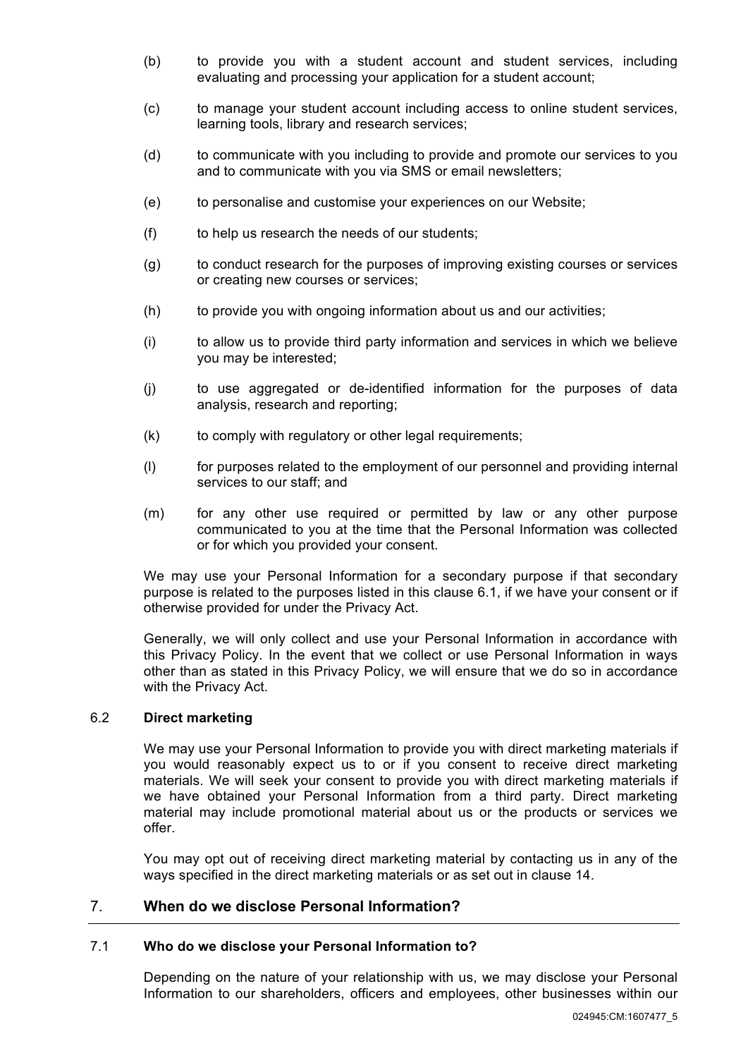(b) to provide you with a student account and student services, including evaluating and processing your application for a student account;

(c) to manage your student account including access to online student services, learning tools, library and research services;

(d) to communicate with you including to provide and promote our services to you and to communicate with you via SMS or email newsletters;

(e) to personalise and customise your experiences on our Website;

(f) to help us research the needs of our students;

(g) to conduct research for the purposes of improving existing courses or services or creating new courses or services;

(h) to provide you with ongoing information about us and our activities;

(i) to allow us to provide third party information and services in which we believe you may be interested;

(j) to use aggregated or de-identified information for the purposes of data analysis, research and reporting;

(k) to comply with regulatory or other legal requirements;

(l) for purposes related to the employment of our personnel and providing internal services to our staff; and

(m) for any other use required or permitted by law or any other purpose communicated to you at the time that the Personal Information was collected or for which you provided your consent.

We may use your Personal Information for a secondary purpose if that secondary purpose is related to the purposes listed in this clause 6.1, if we have your consent or if otherwise provided for under the Privacy Act.

Generally, we will only collect and use your Personal Information in accordance with this Privacy Policy. In the event that we collect or use Personal Information in ways other than as stated in this Privacy Policy, we will ensure that we do so in accordance with the Privacy Act.

### 6.2 Direct marketing

We may use your Personal Information to provide you with direct marketing materials if you would reasonably expect us to or if you consent to receive direct marketing materials. We will seek your consent to provide you with direct marketing materials if we have obtained your Personal Information from a third party. Direct marketing material may include promotional material about us or the products or services we offer.

You may opt out of receiving direct marketing material by contacting us in any of the ways specified in the direct marketing materials or as set out in clause 14.

## 7. When do we disclose Personal Information?

### 7.1 Who do we disclose your Personal Information to?

Depending on the nature of your relationship with us, we may disclose your Personal Information to our shareholders, officers and employees, other businesses within our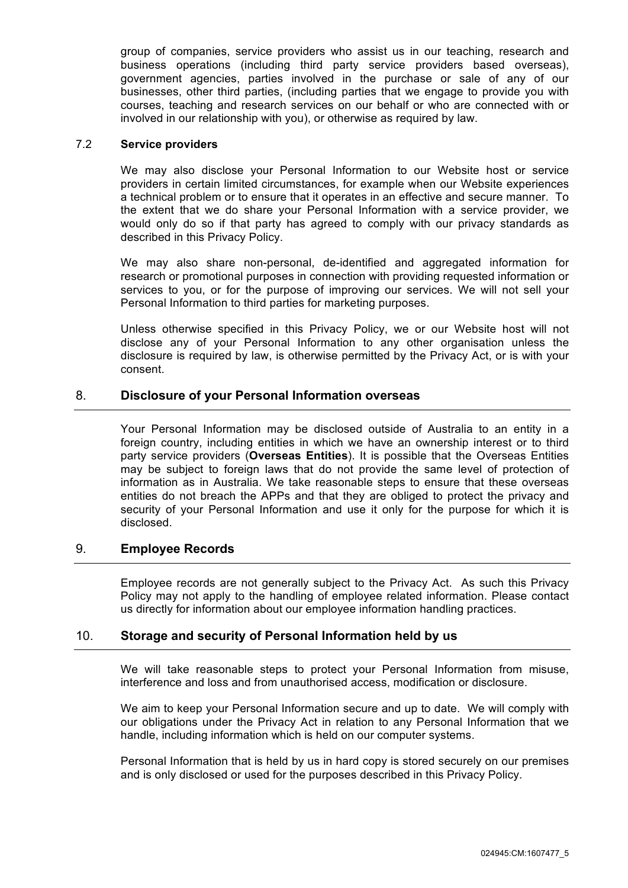group of companies, service providers who assist us in our teaching, research and business operations (including third party service providers based overseas), government agencies, parties involved in the purchase or sale of any of our businesses, other third parties, (including parties that we engage to provide you with courses, teaching and research services on our behalf or who are connected with or involved in our relationship with you), or otherwise as required by law.

### 7.2 Service providers

We may also disclose your Personal Information to our Website host or service providers in certain limited circumstances, for example when our Website experiences a technical problem or to ensure that it operates in an effective and secure manner. To the extent that we do share your Personal Information with a service provider, we would only do so if that party has agreed to comply with our privacy standards as described in this Privacy Policy.

We may also share non-personal, de-identified and aggregated information for research or promotional purposes in connection with providing requested information or services to you, or for the purpose of improving our services. We will not sell your Personal Information to third parties for marketing purposes.

Unless otherwise specified in this Privacy Policy, we or our Website host will not disclose any of your Personal Information to any other organisation unless the disclosure is required by law, is otherwise permitted by the Privacy Act, or is with your consent.

## 8. Disclosure of your Personal Information overseas

Your Personal Information may be disclosed outside of Australia to an entity in a foreign country, including entities in which we have an ownership interest or to third party service providers (**Overseas Entities**). It is possible that the Overseas Entities may be subject to foreign laws that do not provide the same level of protection of information as in Australia. We take reasonable steps to ensure that these overseas entities do not breach the APPs and that they are obliged to protect the privacy and security of your Personal Information and use it only for the purpose for which it is disclosed.

## 9. Employee Records

Employee records are not generally subject to the Privacy Act. As such this Privacy Policy may not apply to the handling of employee related information. Please contact us directly for information about our employee information handling practices.

## 10. Storage and security of Personal Information held by us

We will take reasonable steps to protect your Personal Information from misuse, interference and loss and from unauthorised access, modification or disclosure.

We aim to keep your Personal Information secure and up to date. We will comply with our obligations under the Privacy Act in relation to any Personal Information that we handle, including information which is held on our computer systems.

Personal Information that is held by us in hard copy is stored securely on our premises and is only disclosed or used for the purposes described in this Privacy Policy.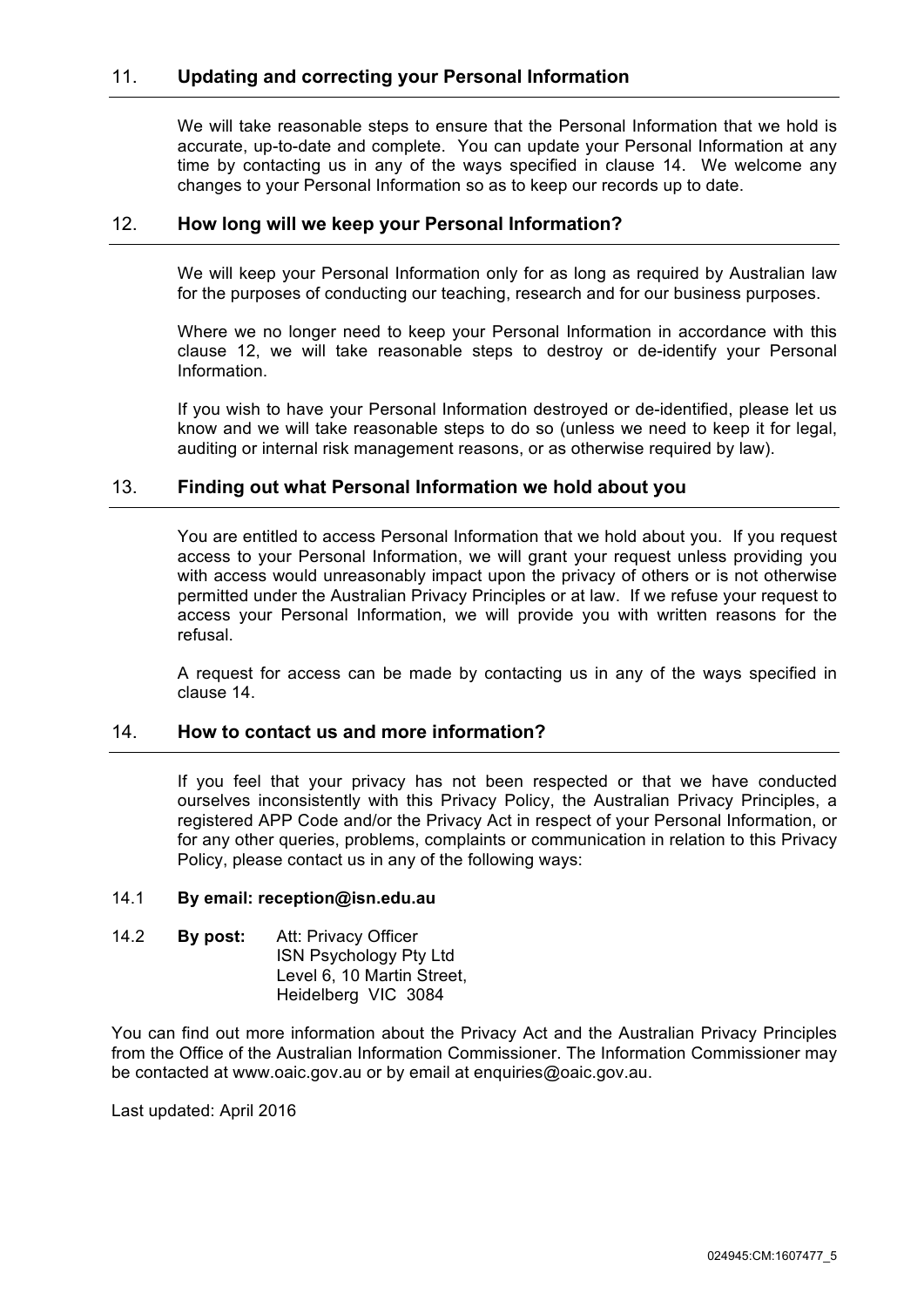## 11. Updating and correcting your Personal Information

We will take reasonable steps to ensure that the Personal Information that we hold is accurate, up-to-date and complete. You can update your Personal Information at any time by contacting us in any of the ways specified in clause 14. We welcome any changes to your Personal Information so as to keep our records up to date.

## 12. How long will we keep your Personal Information?

We will keep your Personal Information only for as long as required by Australian law for the purposes of conducting our teaching, research and for our business purposes.

Where we no longer need to keep your Personal Information in accordance with this clause 12, we will take reasonable steps to destroy or de-identify your Personal Information.

If you wish to have your Personal Information destroyed or de-identified, please let us know and we will take reasonable steps to do so (unless we need to keep it for legal, auditing or internal risk management reasons, or as otherwise required by law).

## 13. Finding out what Personal Information we hold about you

You are entitled to access Personal Information that we hold about you. If you request access to your Personal Information, we will grant your request unless providing you with access would unreasonably impact upon the privacy of others or is not otherwise permitted under the Australian Privacy Principles or at law. If we refuse your request to access your Personal Information, we will provide you with written reasons for the refusal.

A request for access can be made by contacting us in any of the ways specified in clause 14.

## 14. How to contact us and more information?

If you feel that your privacy has not been respected or that we have conducted ourselves inconsistently with this Privacy Policy, the Australian Privacy Principles, a registered APP Code and/or the Privacy Act in respect of your Personal Information, or for any other queries, problems, complaints or communication in relation to this Privacy Policy, please contact us in any of the following ways:

14.1 **By email: reception@isn.edu.au**

14.2 **By post:** Att: Privacy Officer
ISN Psychology Pty Ltd
Level 6, 10 Martin Street,
Heidelberg VIC 3084

You can find out more information about the Privacy Act and the Australian Privacy Principles from the Office of the Australian Information Commissioner. The Information Commissioner may be contacted at www.oaic.gov.au or by email at enquiries@oaic.gov.au.

Last updated: April 2016